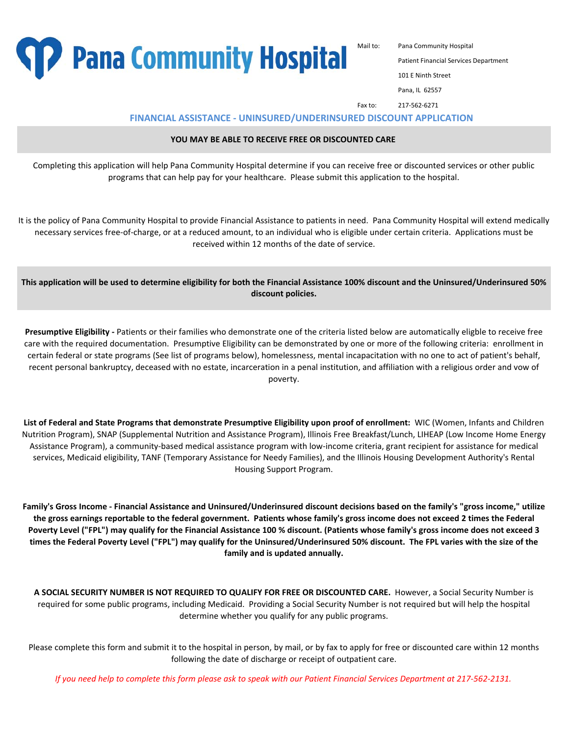# Pana Community Hospital

Mail to:
Pana Community Hospital
Patient Financial Services Department
101 E Ninth Street
Pana, IL 62557

Fax to: 217-562-6271

## FINANCIAL ASSISTANCE - UNINSURED/UNDERINSURED DISCOUNT APPLICATION

**YOU MAY BE ABLE TO RECEIVE FREE OR DISCOUNTED CARE**

Completing this application will help Pana Community Hospital determine if you can receive free or discounted services or other public programs that can help pay for your healthcare. Please submit this application to the hospital.

It is the policy of Pana Community Hospital to provide Financial Assistance to patients in need. Pana Community Hospital will extend medically necessary services free-of-charge, or at a reduced amount, to an individual who is eligible under certain criteria. Applications must be received within 12 months of the date of service.

**This application will be used to determine eligibility for both the Financial Assistance 100% discount and the Uninsured/Underinsured 50% discount policies.**

**Presumptive Eligibility -** Patients or their families who demonstrate one of the criteria listed below are automatically elgible to receive free care with the required documentation. Presumptive Eligibility can be demonstrated by one or more of the following criteria: enrollment in certain federal or state programs (See list of programs below), homelessness, mental incapacitation with no one to act of patient's behalf, recent personal bankruptcy, deceased with no estate, incarceration in a penal institution, and affiliation with a religious order and vow of poverty.

**List of Federal and State Programs that demonstrate Presumptive Eligibility upon proof of enrollment:** WIC (Women, Infants and Children Nutrition Program), SNAP (Supplemental Nutrition and Assistance Program), Illinois Free Breakfast/Lunch, LIHEAP (Low Income Home Energy Assistance Program), a community-based medical assistance program with low-income criteria, grant recipient for assistance for medical services, Medicaid eligibility, TANF (Temporary Assistance for Needy Families), and the Illinois Housing Development Authority's Rental Housing Support Program.

**Family's Gross Income - Financial Assistance and Uninsured/Underinsured discount decisions based on the family's "gross income," utilize the gross earnings reportable to the federal government. Patients whose family's gross income does not exceed 2 times the Federal Poverty Level ("FPL") may qualify for the Financial Assistance 100 % discount. (Patients whose family's gross income does not exceed 3 times the Federal Poverty Level ("FPL") may qualify for the Uninsured/Underinsured 50% discount. The FPL varies with the size of the family and is updated annually.**

**A SOCIAL SECURITY NUMBER IS NOT REQUIRED TO QUALIFY FOR FREE OR DISCOUNTED CARE.** However, a Social Security Number is required for some public programs, including Medicaid. Providing a Social Security Number is not required but will help the hospital determine whether you qualify for any public programs.

Please complete this form and submit it to the hospital in person, by mail, or by fax to apply for free or discounted care within 12 months following the date of discharge or receipt of outpatient care.

*If you need help to complete this form please ask to speak with our Patient Financial Services Department at 217-562-2131.*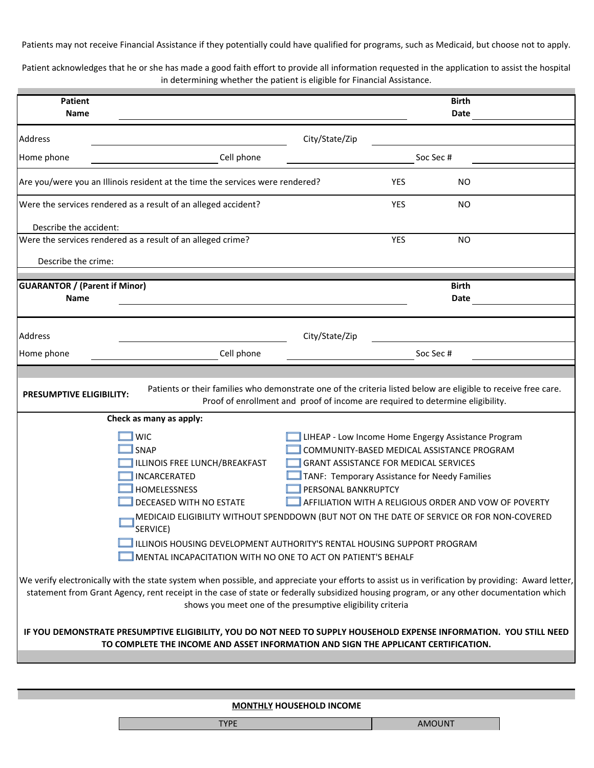Patients may not receive Financial Assistance if they potentially could have qualified for programs, such as Medicaid, but choose not to apply.

Patient acknowledges that he or she has made a good faith effort to provide all information requested in the application to assist the hospital in determining whether the patient is eligible for Financial Assistance.

| **Patient Name** | ______________________________ | **Birth Date** | __________ |
|---|---|---|---|

| Address | ______________________ | City/State/Zip | ______________________ |
|---|---|---|---|
| Home phone | ______________ | Cell phone | ______________ |
| Soc Sec # | ______________ | | |

Are you/were you an Illinois resident at the time the services were rendered? YES NO

Were the services rendered as a result of an alleged accident? YES NO

Describe the accident:

Were the services rendered as a result of an alleged crime? YES NO

Describe the crime:

| **GUARANTOR / (Parent if Minor) Name** | ______________________________ | **Birth Date** | __________ |
|---|---|---|---|

| Address | ______________________ | City/State/Zip | ______________________ |
|---|---|---|---|
| Home phone | ______________ | Cell phone | ______________ |
| Soc Sec # | ______________ | | |

**PRESUMPTIVE ELIGIBILITY:** Patients or their families who demonstrate one of the criteria listed below are eligible to receive free care. Proof of enrollment and proof of income are required to determine eligibility.

**Check as many as apply:**

- ☐ WIC
- ☐ SNAP
- ☐ ILLINOIS FREE LUNCH/BREAKFAST
- ☐ INCARCERATED
- ☐ HOMELESSNESS
- ☐ DECEASED WITH NO ESTATE
- ☐ LIHEAP - Low Income Home Engergy Assistance Program
- ☐ COMMUNITY-BASED MEDICAL ASSISTANCE PROGRAM
- ☐ GRANT ASSISTANCE FOR MEDICAL SERVICES
- ☐ TANF: Temporary Assistance for Needy Families
- ☐ PERSONAL BANKRUPTCY
- ☐ AFFILIATION WITH A RELIGIOUS ORDER AND VOW OF POVERTY
- ☐ MEDICAID ELIGIBILITY WITHOUT SPENDDOWN (BUT NOT ON THE DATE OF SERVICE OR FOR NON-COVERED SERVICE)
- ☐ ILLINOIS HOUSING DEVELOPMENT AUTHORITY'S RENTAL HOUSING SUPPORT PROGRAM
- ☐ MENTAL INCAPACITATION WITH NO ONE TO ACT ON PATIENT'S BEHALF

We verify electronically with the state system when possible, and appreciate your efforts to assist us in verification by providing: Award letter, statement from Grant Agency, rent receipt in the case of state or federally subsidized housing program, or any other documentation which shows you meet one of the presumptive eligibility criteria

**IF YOU DEMONSTRATE PRESUMPTIVE ELIGIBILITY, YOU DO NOT NEED TO SUPPLY HOUSEHOLD EXPENSE INFORMATION. YOU STILL NEED TO COMPLETE THE INCOME AND ASSET INFORMATION AND SIGN THE APPLICANT CERTIFICATION.**

**MONTHLY HOUSEHOLD INCOME**

| TYPE | AMOUNT |
|---|---|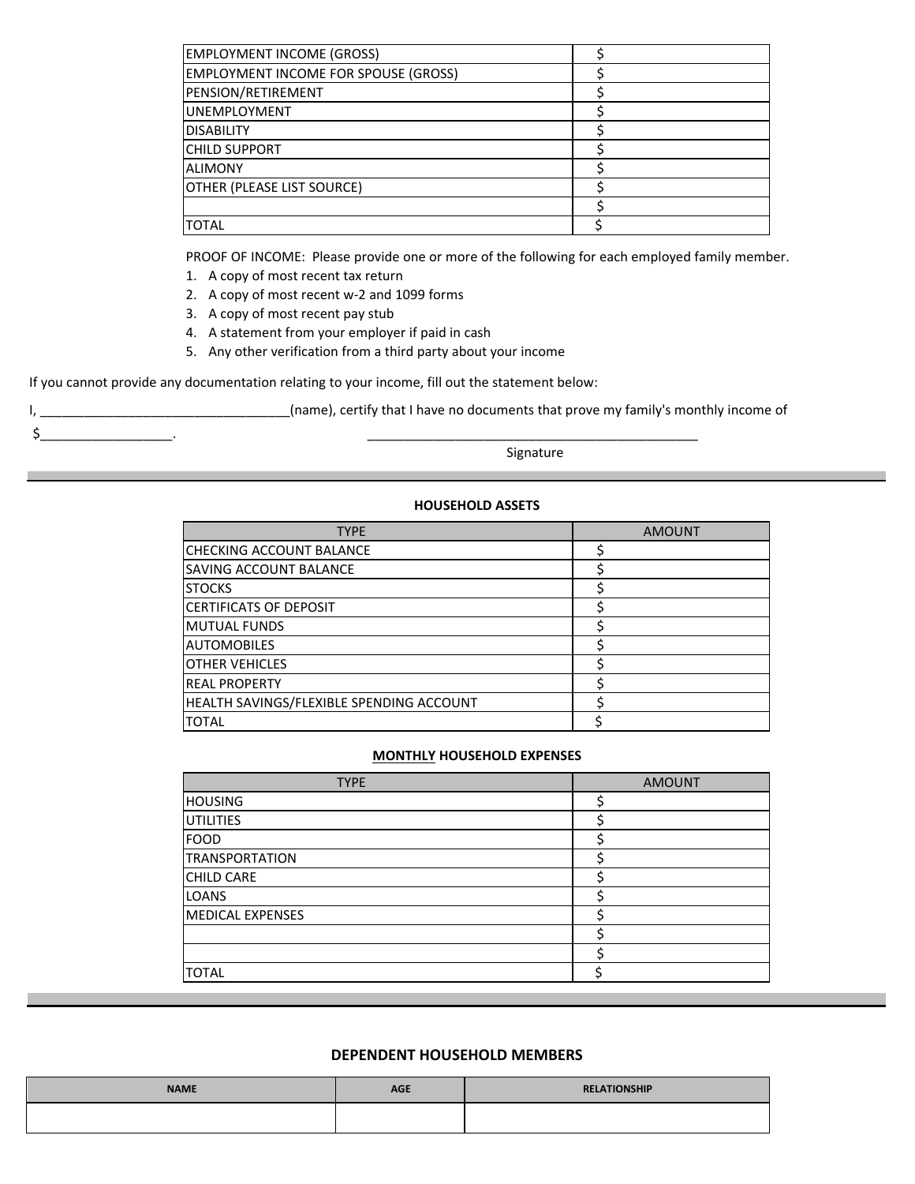| | |
|---|---|
| EMPLOYMENT INCOME (GROSS) | $ |
| EMPLOYMENT INCOME FOR SPOUSE (GROSS) | $ |
| PENSION/RETIREMENT | $ |
| UNEMPLOYMENT | $ |
| DISABILITY | $ |
| CHILD SUPPORT | $ |
| ALIMONY | $ |
| OTHER (PLEASE LIST SOURCE) | $ |
| | $ |
| TOTAL | $ |

PROOF OF INCOME: Please provide one or more of the following for each employed family member.

1. A copy of most recent tax return
2. A copy of most recent w-2 and 1099 forms
3. A copy of most recent pay stub
4. A statement from your employer if paid in cash
5. Any other verification from a third party about your income

If you cannot provide any documentation relating to your income, fill out the statement below:

I, ___________________________________(name), certify that I have no documents that prove my family's monthly income of $__________________.

_______________________________________________
Signature

---

**HOUSEHOLD ASSETS**

| TYPE | AMOUNT |
|---|---|
| CHECKING ACCOUNT BALANCE | $ |
| SAVING ACCOUNT BALANCE | $ |
| STOCKS | $ |
| CERTIFICATS OF DEPOSIT | $ |
| MUTUAL FUNDS | $ |
| AUTOMOBILES | $ |
| OTHER VEHICLES | $ |
| REAL PROPERTY | $ |
| HEALTH SAVINGS/FLEXIBLE SPENDING ACCOUNT | $ |
| TOTAL | $ |

**MONTHLY HOUSEHOLD EXPENSES**

| TYPE | AMOUNT |
|---|---|
| HOUSING | $ |
| UTILITIES | $ |
| FOOD | $ |
| TRANSPORTATION | $ |
| CHILD CARE | $ |
| LOANS | $ |
| MEDICAL EXPENSES | $ |
| | $ |
| | $ |
| TOTAL | $ |

---

**DEPENDENT HOUSEHOLD MEMBERS**

| NAME | AGE | RELATIONSHIP |
|---|---|---|
| | | |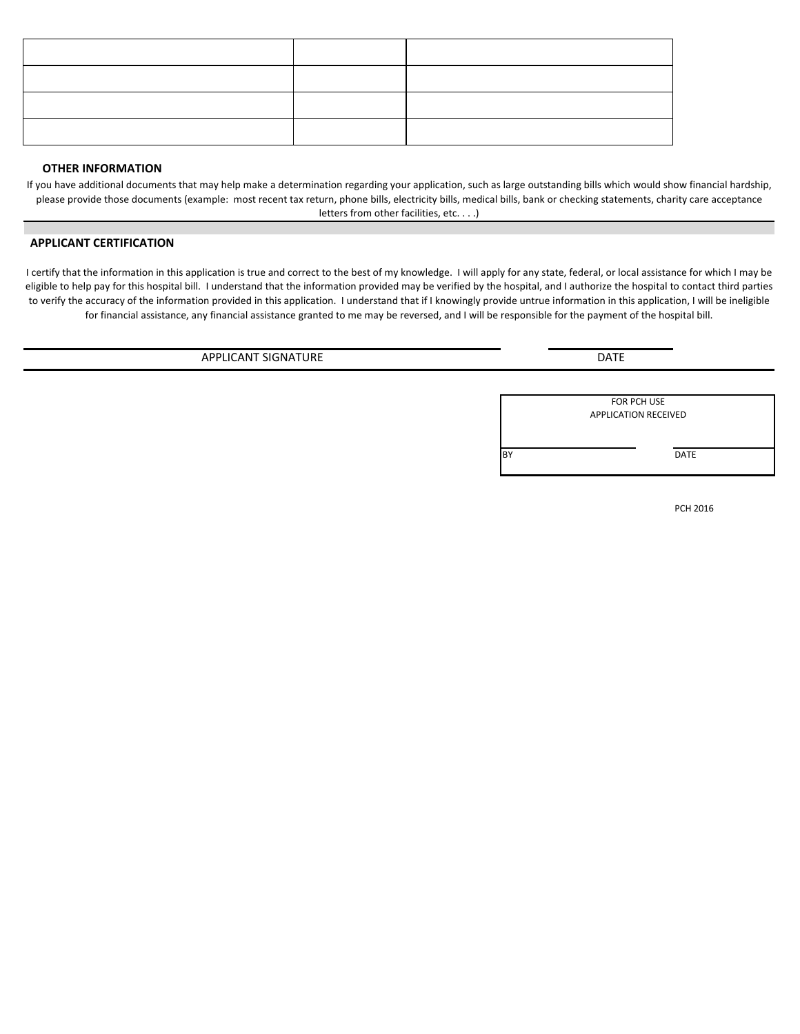| | | |
|---|---|---|
| | | |
| | | |
| | | |
| | | |

### OTHER INFORMATION

If you have additional documents that may help make a determination regarding your application, such as large outstanding bills which would show financial hardship, please provide those documents (example: most recent tax return, phone bills, electricity bills, medical bills, bank or checking statements, charity care acceptance letters from other facilities, etc. . . .)

### APPLICANT CERTIFICATION

I certify that the information in this application is true and correct to the best of my knowledge. I will apply for any state, federal, or local assistance for which I may be eligible to help pay for this hospital bill. I understand that the information provided may be verified by the hospital, and I authorize the hospital to contact third parties to verify the accuracy of the information provided in this application. I understand that if I knowingly provide untrue information in this application, I will be ineligible for financial assistance, any financial assistance granted to me may be reversed, and I will be responsible for the payment of the hospital bill.

APPLICANT SIGNATURE ______________________ DATE ____________

FOR PCH USE
APPLICATION RECEIVED

BY ____________ DATE ____________

PCH 2016